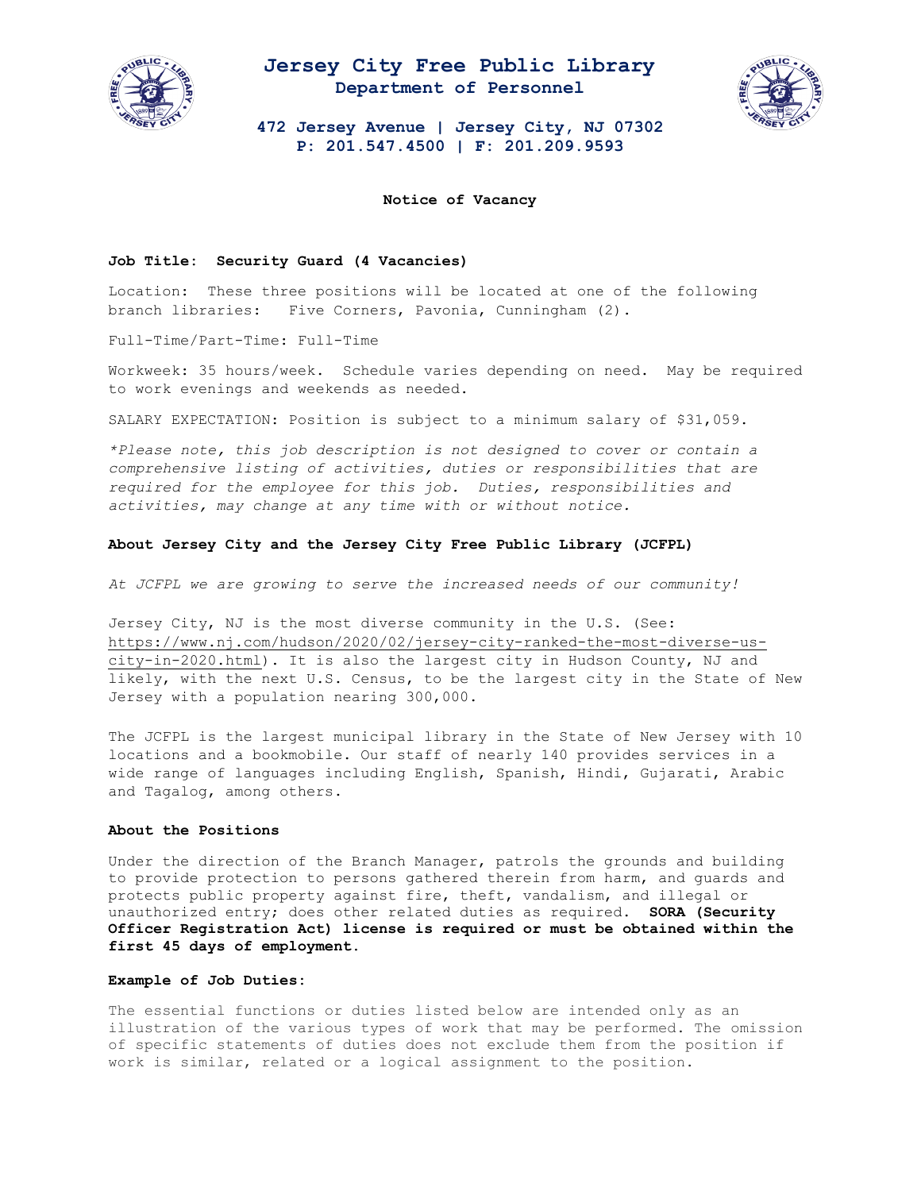# Jersey City Free Public Library

## Department of Personnel

**472 Jersey Avenue | Jersey City, NJ 07302**
**P: 201.547.4500 | F: 201.209.9593**

**Notice of Vacancy**

**Job Title: Security Guard (4 Vacancies)**

Location: These three positions will be located at one of the following branch libraries: Five Corners, Pavonia, Cunningham (2).

Full-Time/Part-Time: Full-Time

Workweek: 35 hours/week. Schedule varies depending on need. May be required to work evenings and weekends as needed.

SALARY EXPECTATION: Position is subject to a minimum salary of $31,059.

*\*Please note, this job description is not designed to cover or contain a comprehensive listing of activities, duties or responsibilities that are required for the employee for this job. Duties, responsibilities and activities, may change at any time with or without notice.*

**About Jersey City and the Jersey City Free Public Library (JCFPL)**

*At JCFPL we are growing to serve the increased needs of our community!*

Jersey City, NJ is the most diverse community in the U.S. (See: https://www.nj.com/hudson/2020/02/jersey-city-ranked-the-most-diverse-us-city-in-2020.html). It is also the largest city in Hudson County, NJ and likely, with the next U.S. Census, to be the largest city in the State of New Jersey with a population nearing 300,000.

The JCFPL is the largest municipal library in the State of New Jersey with 10 locations and a bookmobile. Our staff of nearly 140 provides services in a wide range of languages including English, Spanish, Hindi, Gujarati, Arabic and Tagalog, among others.

**About the Positions**

Under the direction of the Branch Manager, patrols the grounds and building to provide protection to persons gathered therein from harm, and guards and protects public property against fire, theft, vandalism, and illegal or unauthorized entry; does other related duties as required. **SORA (Security Officer Registration Act) license is required or must be obtained within the first 45 days of employment.**

**Example of Job Duties:**

The essential functions or duties listed below are intended only as an illustration of the various types of work that may be performed. The omission of specific statements of duties does not exclude them from the position if work is similar, related or a logical assignment to the position.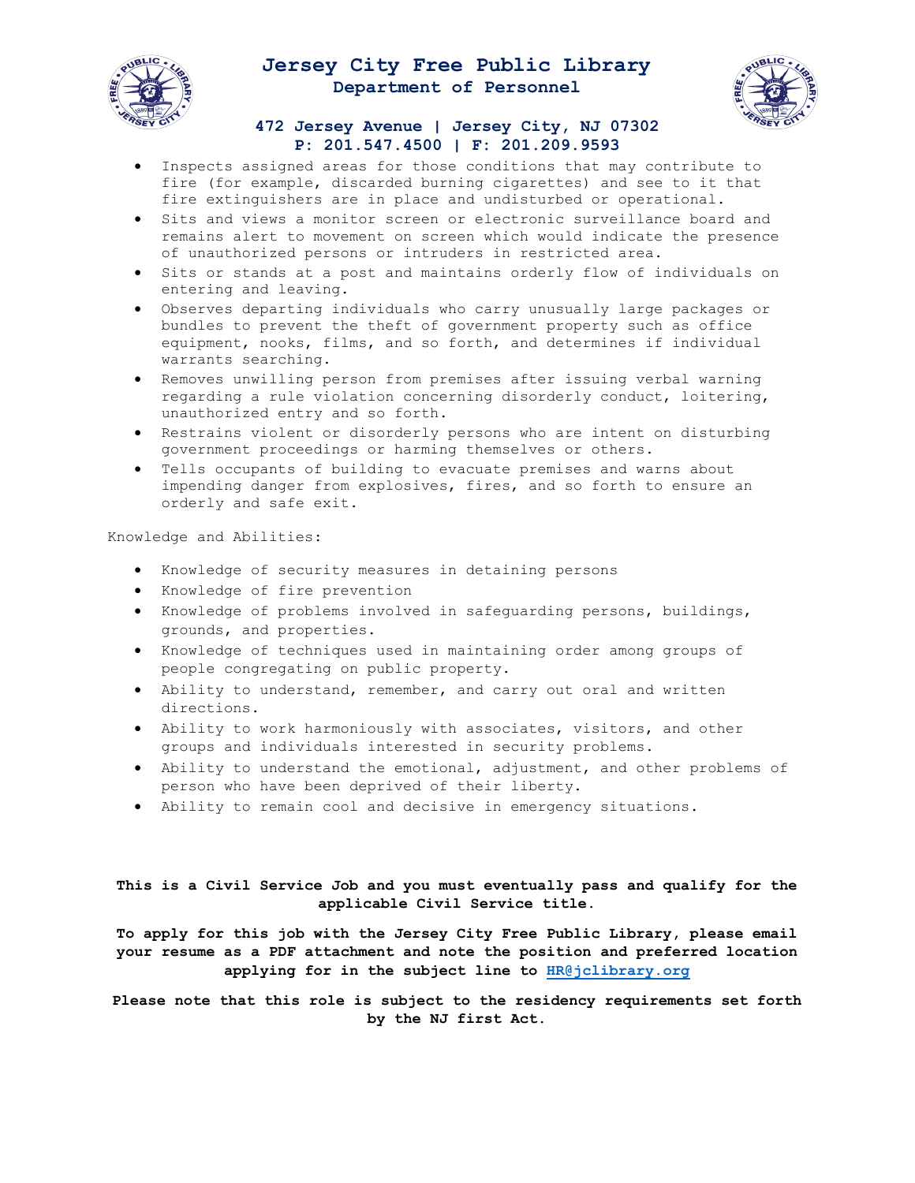- Inspects assigned areas for those conditions that may contribute to fire (for example, discarded burning cigarettes) and see to it that fire extinguishers are in place and undisturbed or operational.
- Sits and views a monitor screen or electronic surveillance board and remains alert to movement on screen which would indicate the presence of unauthorized persons or intruders in restricted area.
- Sits or stands at a post and maintains orderly flow of individuals on entering and leaving.
- Observes departing individuals who carry unusually large packages or bundles to prevent the theft of government property such as office equipment, nooks, films, and so forth, and determines if individual warrants searching.
- Removes unwilling person from premises after issuing verbal warning regarding a rule violation concerning disorderly conduct, loitering, unauthorized entry and so forth.
- Restrains violent or disorderly persons who are intent on disturbing government proceedings or harming themselves or others.
- Tells occupants of building to evacuate premises and warns about impending danger from explosives, fires, and so forth to ensure an orderly and safe exit.

Knowledge and Abilities:

- Knowledge of security measures in detaining persons
- Knowledge of fire prevention
- Knowledge of problems involved in safeguarding persons, buildings, grounds, and properties.
- Knowledge of techniques used in maintaining order among groups of people congregating on public property.
- Ability to understand, remember, and carry out oral and written directions.
- Ability to work harmoniously with associates, visitors, and other groups and individuals interested in security problems.
- Ability to understand the emotional, adjustment, and other problems of person who have been deprived of their liberty.
- Ability to remain cool and decisive in emergency situations.

**This is a Civil Service Job and you must eventually pass and qualify for the applicable Civil Service title.**

**To apply for this job with the Jersey City Free Public Library, please email your resume as a PDF attachment and note the position and preferred location applying for in the subject line to [HR@jclibrary.org](mailto:HR@jclibrary.org)**

**Please note that this role is subject to the residency requirements set forth by the NJ first Act.**